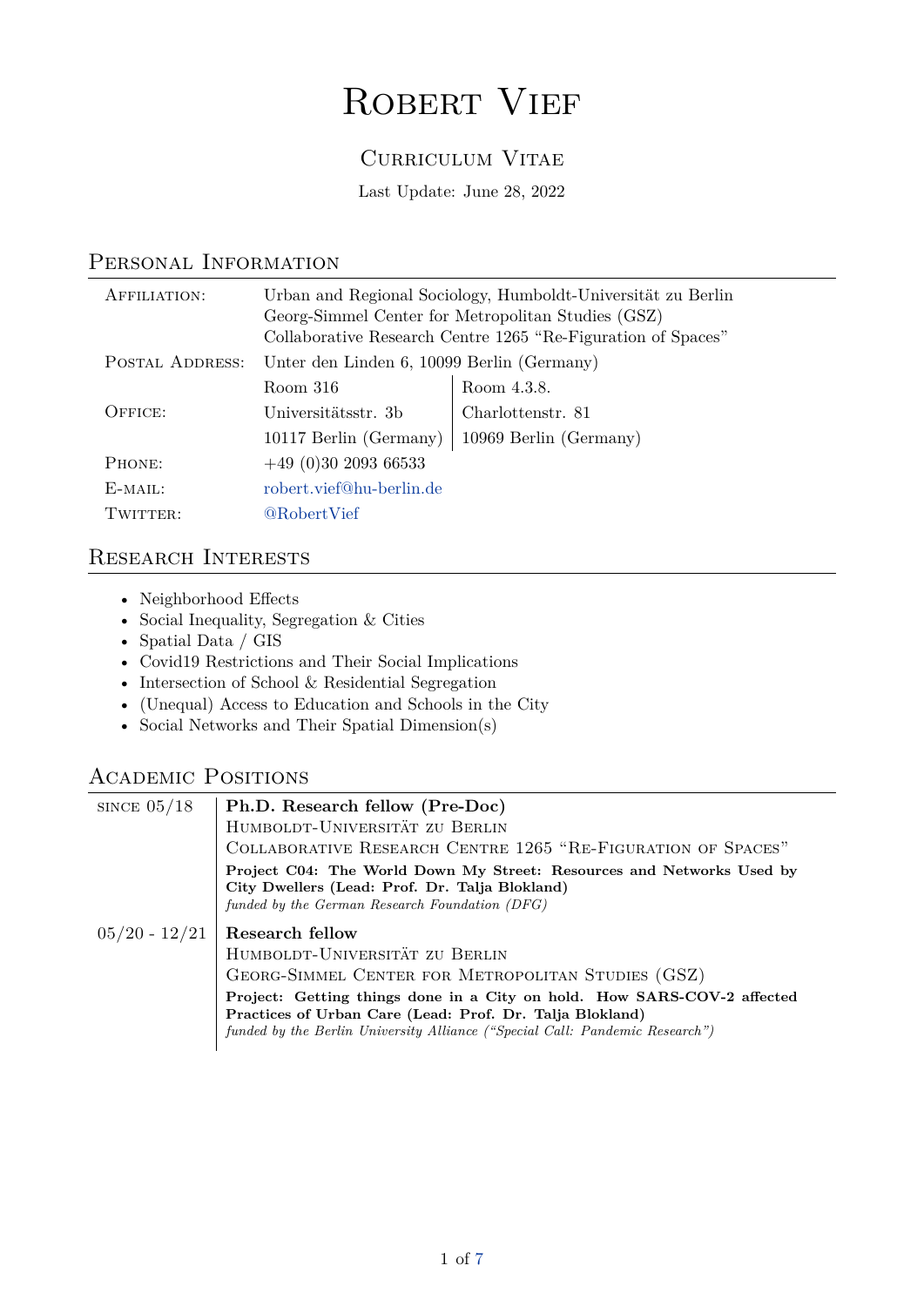# Robert Vief

## Curriculum Vitae

Last Update: June 28, 2022

## Personal Information

| | | |
|---|---|---|
| Affiliation: | Urban and Regional Sociology, Humboldt-Universität zu Berlin<br>Georg-Simmel Center for Metropolitan Studies (GSZ)<br>Collaborative Research Centre 1265 "Re-Figuration of Spaces" | |
| Postal Address: | Unter den Linden 6, 10099 Berlin (Germany) | |
| Office: | Room 316<br>Universitätsstr. 3b<br>10117 Berlin (Germany) | Room 4.3.8.<br>Charlottenstr. 81<br>10969 Berlin (Germany) |
| Phone: | +49 (0)30 2093 66533 | |
| E-mail: | robert.vief@hu-berlin.de | |
| Twitter: | @RobertVief | |

## Research Interests

- Neighborhood Effects
- Social Inequality, Segregation & Cities
- Spatial Data / GIS
- Covid19 Restrictions and Their Social Implications
- Intersection of School & Residential Segregation
- (Unequal) Access to Education and Schools in the City
- Social Networks and Their Spatial Dimension(s)

## Academic Positions

**since 05/18**

**Ph.D. Research fellow (Pre-Doc)**
Humboldt-Universität zu Berlin
Collaborative Research Centre 1265 "Re-Figuration of Spaces"
**Project C04: The World Down My Street: Resources and Networks Used by City Dwellers (Lead: Prof. Dr. Talja Blokland)**
*funded by the German Research Foundation (DFG)*

**05/20 - 12/21**

**Research fellow**
Humboldt-Universität zu Berlin
Georg-Simmel Center for Metropolitan Studies (GSZ)
**Project: Getting things done in a City on hold. How SARS-COV-2 affected Practices of Urban Care (Lead: Prof. Dr. Talja Blokland)**
*funded by the Berlin University Alliance ("Special Call: Pandemic Research")*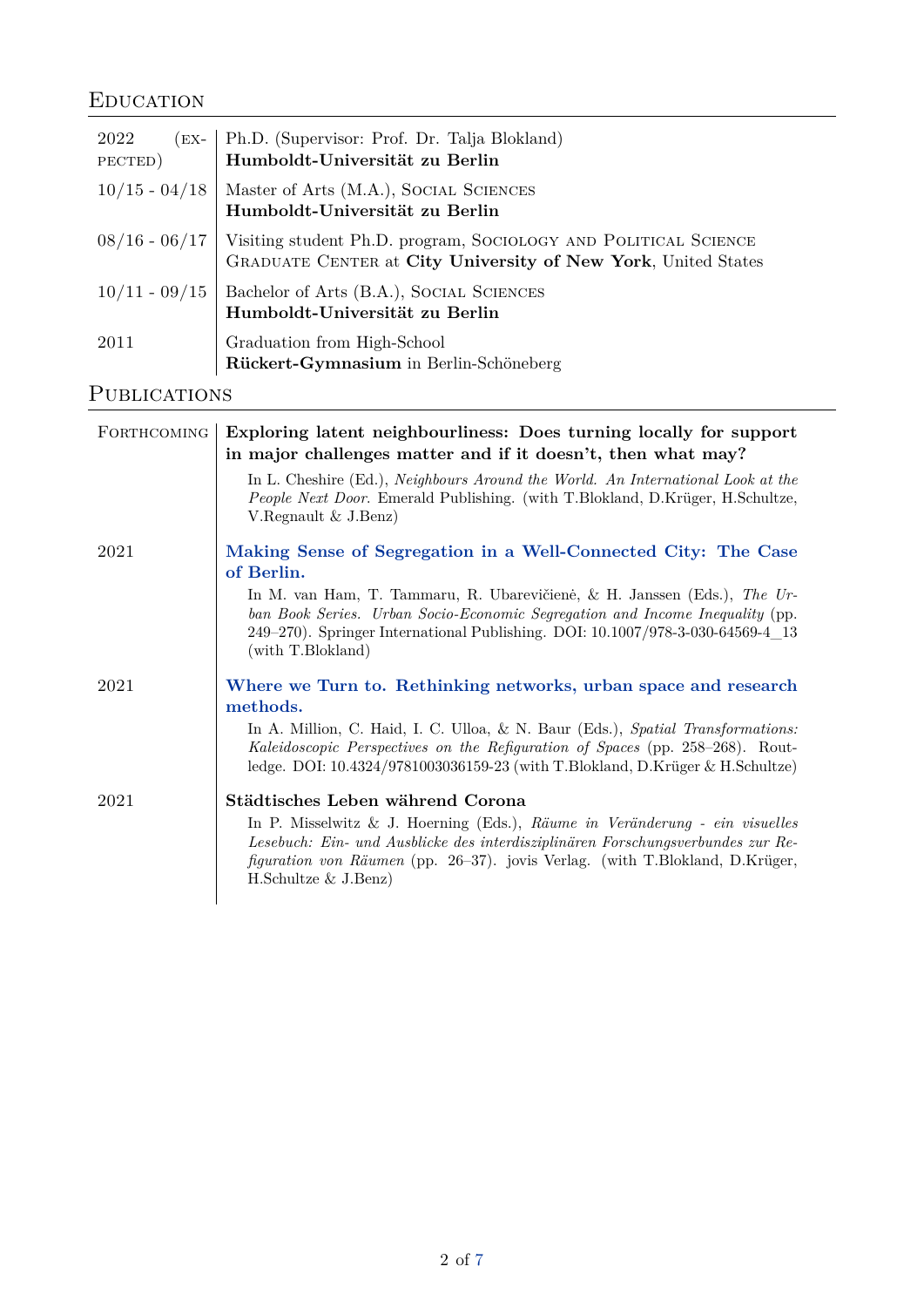## Education

| | |
|---|---|
| 2022 (expected) | Ph.D. (Supervisor: Prof. Dr. Talja Blokland)<br>**Humboldt-Universität zu Berlin** |
| 10/15 - 04/18 | Master of Arts (M.A.), Social Sciences<br>**Humboldt-Universität zu Berlin** |
| 08/16 - 06/17 | Visiting student Ph.D. program, Sociology and Political Science<br>Graduate Center at **City University of New York**, United States |
| 10/11 - 09/15 | Bachelor of Arts (B.A.), Social Sciences<br>**Humboldt-Universität zu Berlin** |
| 2011 | Graduation from High-School<br>**Rückert-Gymnasium** in Berlin-Schöneberg |

## Publications

**Forthcoming**

**Exploring latent neighbourliness: Does turning locally for support in major challenges matter and if it doesn't, then what may?**

In L. Cheshire (Ed.), *Neighbours Around the World. An International Look at the People Next Door.* Emerald Publishing. (with T.Blokland, D.Krüger, H.Schultze, V.Regnault & J.Benz)

**2021**

**Making Sense of Segregation in a Well-Connected City: The Case of Berlin.**

In M. van Ham, T. Tammaru, R. Ubarevičienė, & H. Janssen (Eds.), *The Urban Book Series. Urban Socio-Economic Segregation and Income Inequality* (pp. 249–270). Springer International Publishing. DOI: 10.1007/978-3-030-64569-4_13 (with T.Blokland)

**2021**

**Where we Turn to. Rethinking networks, urban space and research methods.**

In A. Million, C. Haid, I. C. Ulloa, & N. Baur (Eds.), *Spatial Transformations: Kaleidoscopic Perspectives on the Refiguration of Spaces* (pp. 258–268). Routledge. DOI: 10.4324/9781003036159-23 (with T.Blokland, D.Krüger & H.Schultze)

**2021**

**Städtisches Leben während Corona**

In P. Misselwitz & J. Hoerning (Eds.), *Räume in Veränderung - ein visuelles Lesebuch: Ein- und Ausblicke des interdisziplinären Forschungsverbundes zur Refiguration von Räumen* (pp. 26–37). jovis Verlag. (with T.Blokland, D.Krüger, H.Schultze & J.Benz)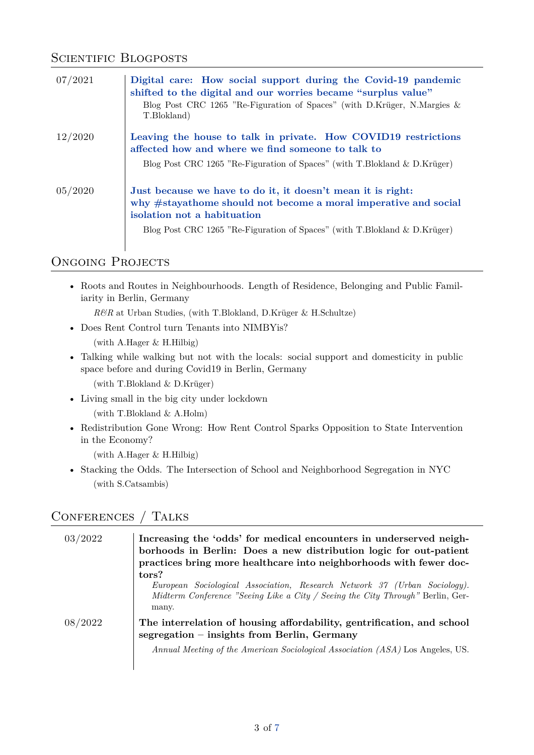## Scientific Blogposts

07/2021 **Digital care: How social support during the Covid-19 pandemic shifted to the digital and our worries became "surplus value"**
Blog Post CRC 1265 "Re-Figuration of Spaces" (with D.Krüger, N.Margies & T.Blokland)

12/2020 **Leaving the house to talk in private. How COVID19 restrictions affected how and where we find someone to talk to**
Blog Post CRC 1265 "Re-Figuration of Spaces" (with T.Blokland & D.Krüger)

05/2020 **Just because we have to do it, it doesn't mean it is right: why #stayathome should not become a moral imperative and social isolation not a habituation**
Blog Post CRC 1265 "Re-Figuration of Spaces" (with T.Blokland & D.Krüger)

## Ongoing Projects

- Roots and Routes in Neighbourhoods. Length of Residence, Belonging and Public Familiarity in Berlin, Germany
  *R&R* at Urban Studies, (with T.Blokland, D.Krüger & H.Schultze)
- Does Rent Control turn Tenants into NIMBYis?
  (with A.Hager & H.Hilbig)
- Talking while walking but not with the locals: social support and domesticity in public space before and during Covid19 in Berlin, Germany
  (with T.Blokland & D.Krüger)
- Living small in the big city under lockdown
  (with T.Blokland & A.Holm)
- Redistribution Gone Wrong: How Rent Control Sparks Opposition to State Intervention in the Economy?
  (with A.Hager & H.Hilbig)
- Stacking the Odds. The Intersection of School and Neighborhood Segregation in NYC
  (with S.Catsambis)

## Conferences / Talks

03/2022 **Increasing the 'odds' for medical encounters in underserved neighborhoods in Berlin: Does a new distribution logic for out-patient practices bring more healthcare into neighborhoods with fewer doctors?**
*European Sociological Association, Research Network 37 (Urban Sociology). Midterm Conference "Seeing Like a City / Seeing the City Through"* Berlin, Germany.

08/2022 **The interrelation of housing affordability, gentrification, and school segregation – insights from Berlin, Germany**
*Annual Meeting of the American Sociological Association (ASA)* Los Angeles, US.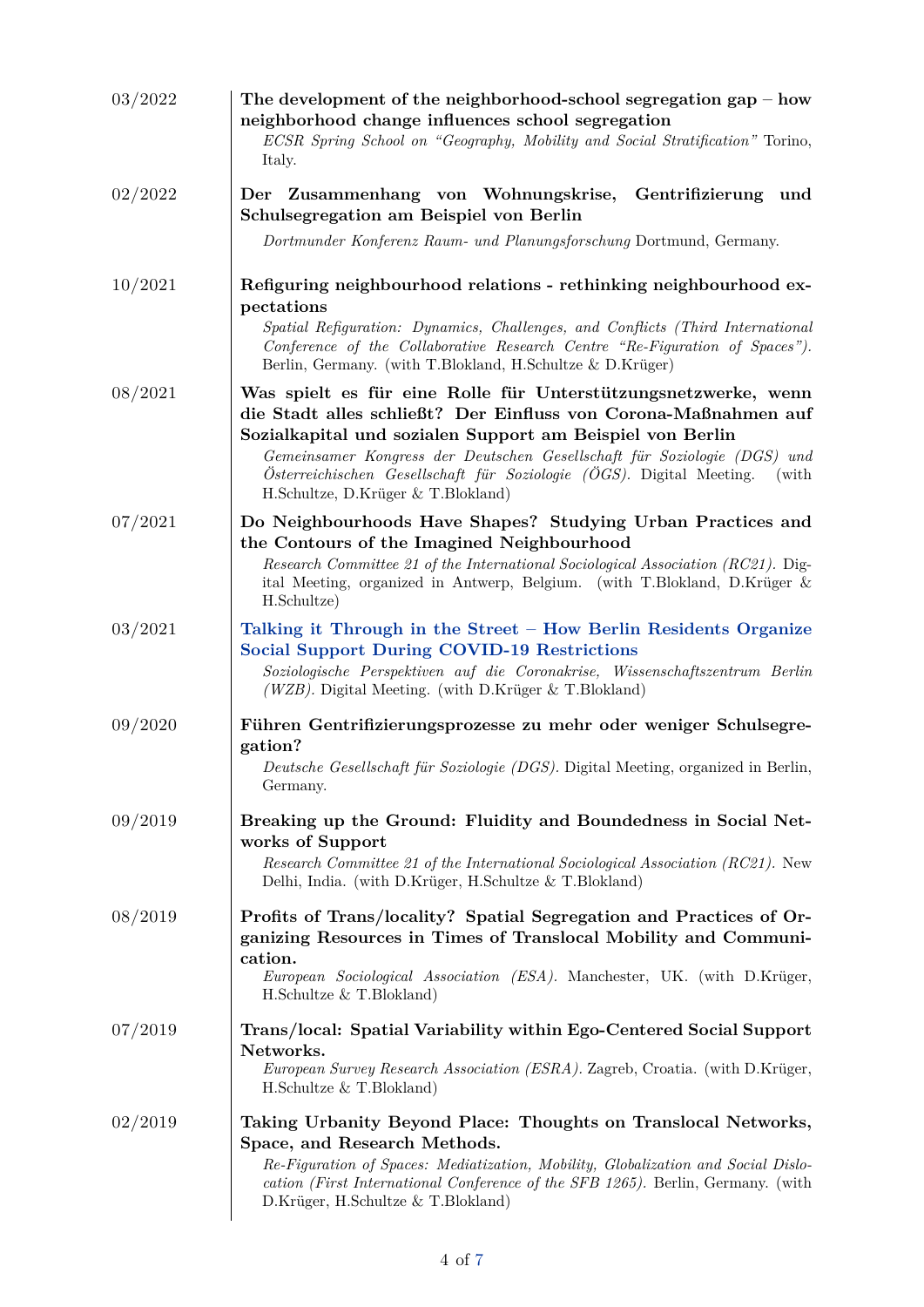03/2022 — **The development of the neighborhood-school segregation gap – how neighborhood change influences school segregation**
*ECSR Spring School on "Geography, Mobility and Social Stratification"* Torino, Italy.

02/2022 — **Der Zusammenhang von Wohnungskrise, Gentrifizierung und Schulsegregation am Beispiel von Berlin**
*Dortmunder Konferenz Raum- und Planungsforschung* Dortmund, Germany.

10/2021 — **Refiguring neighbourhood relations - rethinking neighbourhood expectations**
*Spatial Refiguration: Dynamics, Challenges, and Conflicts (Third International Conference of the Collaborative Research Centre "Re-Figuration of Spaces").* Berlin, Germany. (with T.Blokland, H.Schultze & D.Krüger)

08/2021 — **Was spielt es für eine Rolle für Unterstützungsnetzwerke, wenn die Stadt alles schließt? Der Einfluss von Corona-Maßnahmen auf Sozialkapital und sozialen Support am Beispiel von Berlin**
*Gemeinsamer Kongress der Deutschen Gesellschaft für Soziologie (DGS) und Österreichischen Gesellschaft für Soziologie (ÖGS).* Digital Meeting. (with H.Schultze, D.Krüger & T.Blokland)

07/2021 — **Do Neighbourhoods Have Shapes? Studying Urban Practices and the Contours of the Imagined Neighbourhood**
*Research Committee 21 of the International Sociological Association (RC21).* Digital Meeting, organized in Antwerp, Belgium. (with T.Blokland, D.Krüger & H.Schultze)

03/2021 — **Talking it Through in the Street – How Berlin Residents Organize Social Support During COVID-19 Restrictions**
*Soziologische Perspektiven auf die Coronakrise, Wissenschaftszentrum Berlin (WZB).* Digital Meeting. (with D.Krüger & T.Blokland)

09/2020 — **Führen Gentrifizierungsprozesse zu mehr oder weniger Schulsegregation?**
*Deutsche Gesellschaft für Soziologie (DGS).* Digital Meeting, organized in Berlin, Germany.

09/2019 — **Breaking up the Ground: Fluidity and Boundedness in Social Networks of Support**
*Research Committee 21 of the International Sociological Association (RC21).* New Delhi, India. (with D.Krüger, H.Schultze & T.Blokland)

08/2019 — **Profits of Trans/locality? Spatial Segregation and Practices of Organizing Resources in Times of Translocal Mobility and Communication.**
*European Sociological Association (ESA).* Manchester, UK. (with D.Krüger, H.Schultze & T.Blokland)

07/2019 — **Trans/local: Spatial Variability within Ego-Centered Social Support Networks.**
*European Survey Research Association (ESRA).* Zagreb, Croatia. (with D.Krüger, H.Schultze & T.Blokland)

02/2019 — **Taking Urbanity Beyond Place: Thoughts on Translocal Networks, Space, and Research Methods.**
*Re-Figuration of Spaces: Mediatization, Mobility, Globalization and Social Dislocation (First International Conference of the SFB 1265).* Berlin, Germany. (with D.Krüger, H.Schultze & T.Blokland)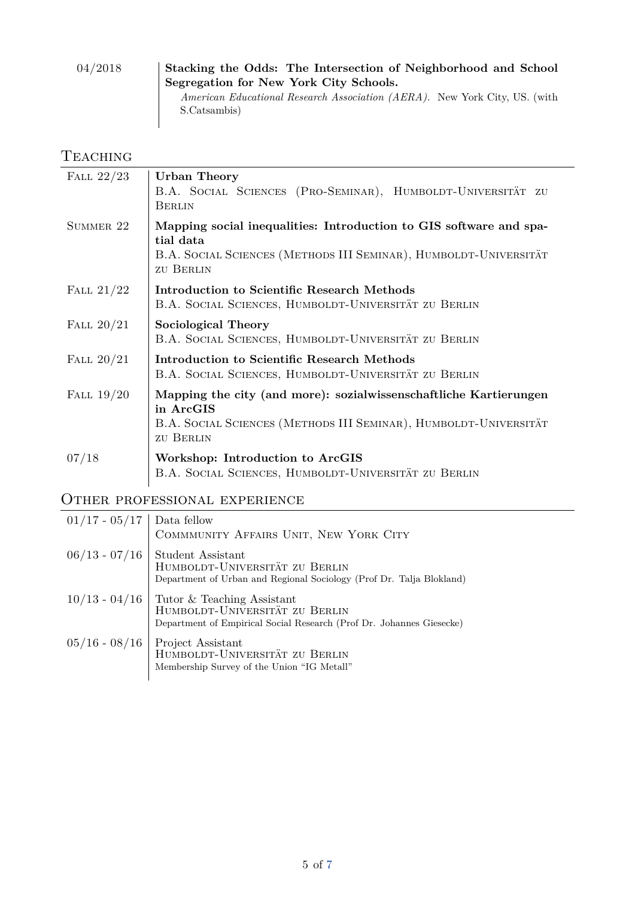04/2018 — **Stacking the Odds: The Intersection of Neighborhood and School Segregation for New York City Schools.**
*American Educational Research Association (AERA).* New York City, US. (with S.Catsambis)

## Teaching

**Fall 22/23** — **Urban Theory**
B.A. Social Sciences (Pro-Seminar), Humboldt-Universität zu Berlin

**Summer 22** — **Mapping social inequalities: Introduction to GIS software and spatial data**
B.A. Social Sciences (Methods III Seminar), Humboldt-Universität zu Berlin

**Fall 21/22** — **Introduction to Scientific Research Methods**
B.A. Social Sciences, Humboldt-Universität zu Berlin

**Fall 20/21** — **Sociological Theory**
B.A. Social Sciences, Humboldt-Universität zu Berlin

**Fall 20/21** — **Introduction to Scientific Research Methods**
B.A. Social Sciences, Humboldt-Universität zu Berlin

**Fall 19/20** — **Mapping the city (and more): sozialwissenschaftliche Kartierungen in ArcGIS**
B.A. Social Sciences (Methods III Seminar), Humboldt-Universität zu Berlin

**07/18** — **Workshop: Introduction to ArcGIS**
B.A. Social Sciences, Humboldt-Universität zu Berlin

## Other professional experience

**01/17 - 05/17** — Data fellow
Commmunity Affairs Unit, New York City

**06/13 - 07/16** — Student Assistant
Humboldt-Universität zu Berlin
Department of Urban and Regional Sociology (Prof Dr. Talja Blokland)

**10/13 - 04/16** — Tutor & Teaching Assistant
Humboldt-Universität zu Berlin
Department of Empirical Social Research (Prof Dr. Johannes Giesecke)

**05/16 - 08/16** — Project Assistant
Humboldt-Universität zu Berlin
Membership Survey of the Union "IG Metall"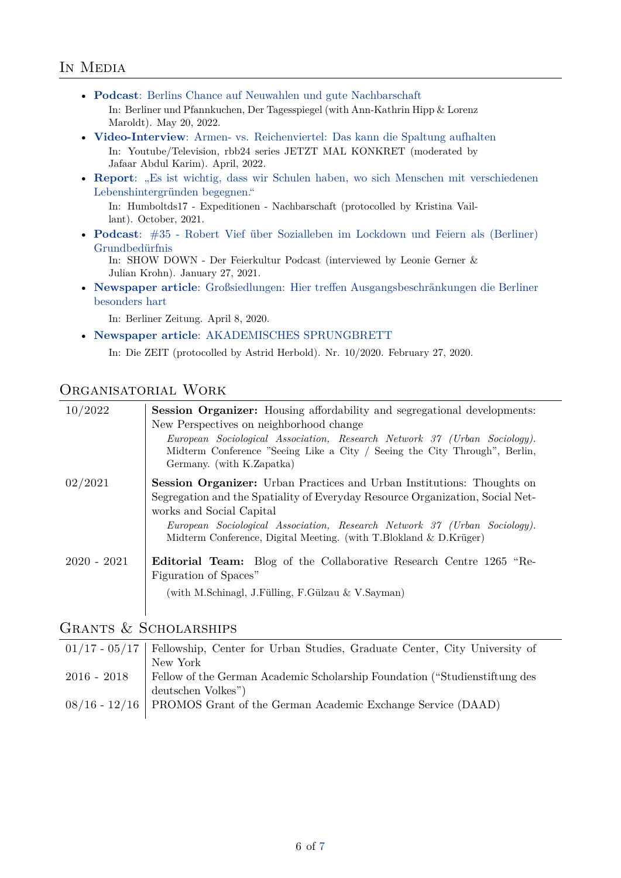## In Media

- **Podcast**: Berlins Chance auf Neuwahlen und gute Nachbarschaft
  In: Berliner und Pfannkuchen, Der Tagesspiegel (with Ann-Kathrin Hipp & Lorenz Maroldt). May 20, 2022.
- **Video-Interview**: Armen- vs. Reichenviertel: Das kann die Spaltung aufhalten
  In: Youtube/Television, rbb24 series JETZT MAL KONKRET (moderated by Jafaar Abdul Karim). April, 2022.
- **Report**: „Es ist wichtig, dass wir Schulen haben, wo sich Menschen mit verschiedenen Lebenshintergründen begegnen."
  In: Humboldts17 - Expeditionen - Nachbarschaft (protocolled by Kristina Vaillant). October, 2021.
- **Podcast**: #35 - Robert Vief über Sozialleben im Lockdown und Feiern als (Berliner) Grundbedürfnis
  In: SHOW DOWN - Der Feierkultur Podcast (interviewed by Leonie Gerner & Julian Krohn). January 27, 2021.
- **Newspaper article**: Großsiedlungen: Hier treffen Ausgangsbeschränkungen die Berliner besonders hart
  In: Berliner Zeitung. April 8, 2020.
- **Newspaper article**: AKADEMISCHES SPRUNGBRETT
  In: Die ZEIT (protocolled by Astrid Herbold). Nr. 10/2020. February 27, 2020.

## Organisatorial Work

| | |
|---|---|
| 10/2022 | **Session Organizer:** Housing affordability and segregational developments: New Perspectives on neighborhood change<br>*European Sociological Association, Research Network 37 (Urban Sociology).* Midterm Conference "Seeing Like a City / Seeing the City Through", Berlin, Germany. (with K.Zapatka) |
| 02/2021 | **Session Organizer:** Urban Practices and Urban Institutions: Thoughts on Segregation and the Spatiality of Everyday Resource Organization, Social Networks and Social Capital<br>*European Sociological Association, Research Network 37 (Urban Sociology).* Midterm Conference, Digital Meeting. (with T.Blokland & D.Krüger) |
| 2020 - 2021 | **Editorial Team:** Blog of the Collaborative Research Centre 1265 "Re-Figuration of Spaces"<br>(with M.Schinagl, J.Fülling, F.Gülzau & V.Sayman) |

## Grants & Scholarships

| | |
|---|---|
| 01/17 - 05/17 | Fellowship, Center for Urban Studies, Graduate Center, City University of New York |
| 2016 - 2018 | Fellow of the German Academic Scholarship Foundation ("Studienstiftung des deutschen Volkes") |
| 08/16 - 12/16 | PROMOS Grant of the German Academic Exchange Service (DAAD) |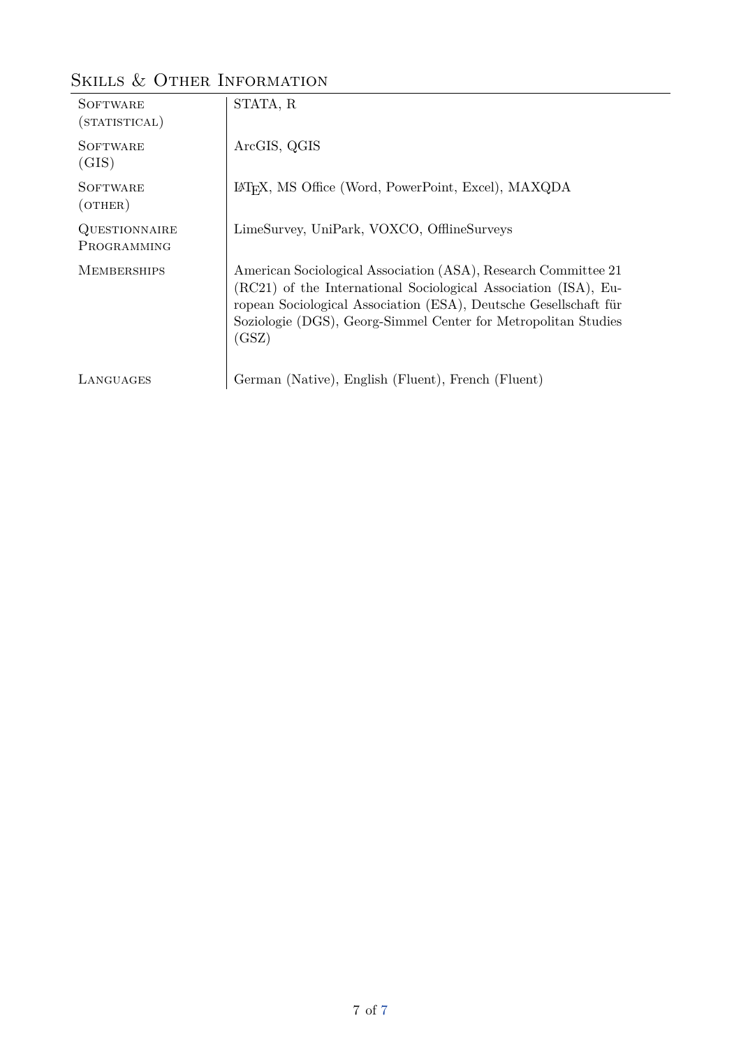## Skills & Other Information

| | |
|---|---|
| Software (statistical) | STATA, R |
| Software (GIS) | ArcGIS, QGIS |
| Software (other) | LaTeX, MS Office (Word, PowerPoint, Excel), MAXQDA |
| Questionnaire Programming | LimeSurvey, UniPark, VOXCO, OfflineSurveys |
| Memberships | American Sociological Association (ASA), Research Committee 21 (RC21) of the International Sociological Association (ISA), European Sociological Association (ESA), Deutsche Gesellschaft für Soziologie (DGS), Georg-Simmel Center for Metropolitan Studies (GSZ) |
| Languages | German (Native), English (Fluent), French (Fluent) |